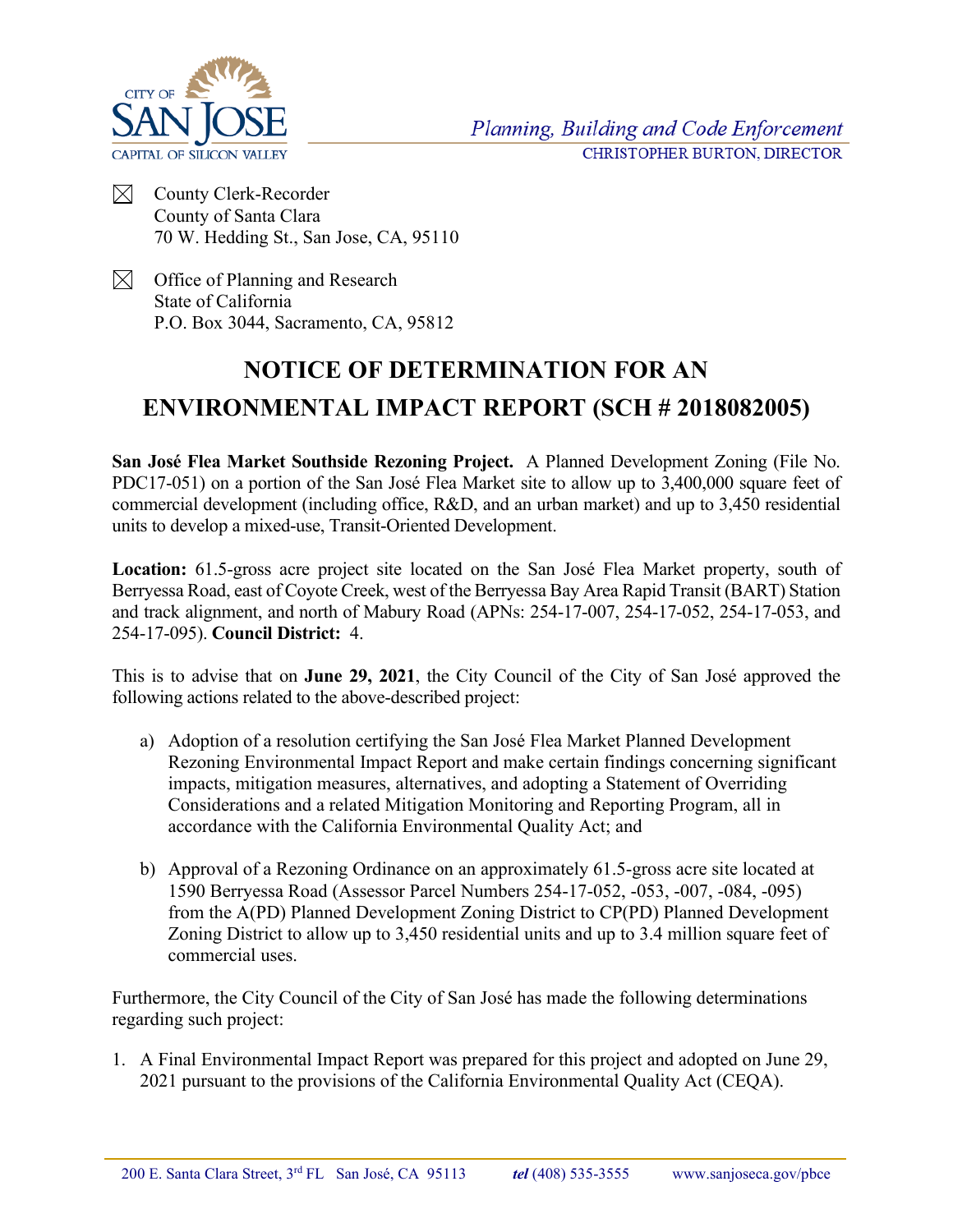CITY OF SAN JOSE
CAPITAL OF SILICON VALLEY

*Planning, Building and Code Enforcement*
CHRISTOPHER BURTON, DIRECTOR

☒ County Clerk-Recorder
County of Santa Clara
70 W. Hedding St., San Jose, CA, 95110

☒ Office of Planning and Research
State of California
P.O. Box 3044, Sacramento, CA, 95812

# NOTICE OF DETERMINATION FOR AN ENVIRONMENTAL IMPACT REPORT (SCH # 2018082005)

**San José Flea Market Southside Rezoning Project.** A Planned Development Zoning (File No. PDC17-051) on a portion of the San José Flea Market site to allow up to 3,400,000 square feet of commercial development (including office, R&D, and an urban market) and up to 3,450 residential units to develop a mixed-use, Transit-Oriented Development.

**Location:** 61.5-gross acre project site located on the San José Flea Market property, south of Berryessa Road, east of Coyote Creek, west of the Berryessa Bay Area Rapid Transit (BART) Station and track alignment, and north of Mabury Road (APNs: 254-17-007, 254-17-052, 254-17-053, and 254-17-095). **Council District:** 4.

This is to advise that on **June 29, 2021**, the City Council of the City of San José approved the following actions related to the above-described project:

a) Adoption of a resolution certifying the San José Flea Market Planned Development Rezoning Environmental Impact Report and make certain findings concerning significant impacts, mitigation measures, alternatives, and adopting a Statement of Overriding Considerations and a related Mitigation Monitoring and Reporting Program, all in accordance with the California Environmental Quality Act; and

b) Approval of a Rezoning Ordinance on an approximately 61.5-gross acre site located at 1590 Berryessa Road (Assessor Parcel Numbers 254-17-052, -053, -007, -084, -095) from the A(PD) Planned Development Zoning District to CP(PD) Planned Development Zoning District to allow up to 3,450 residential units and up to 3.4 million square feet of commercial uses.

Furthermore, the City Council of the City of San José has made the following determinations regarding such project:

1. A Final Environmental Impact Report was prepared for this project and adopted on June 29, 2021 pursuant to the provisions of the California Environmental Quality Act (CEQA).

200 E. Santa Clara Street, 3rd FL San José, CA 95113 *tel* (408) 535-3555 www.sanjoseca.gov/pbce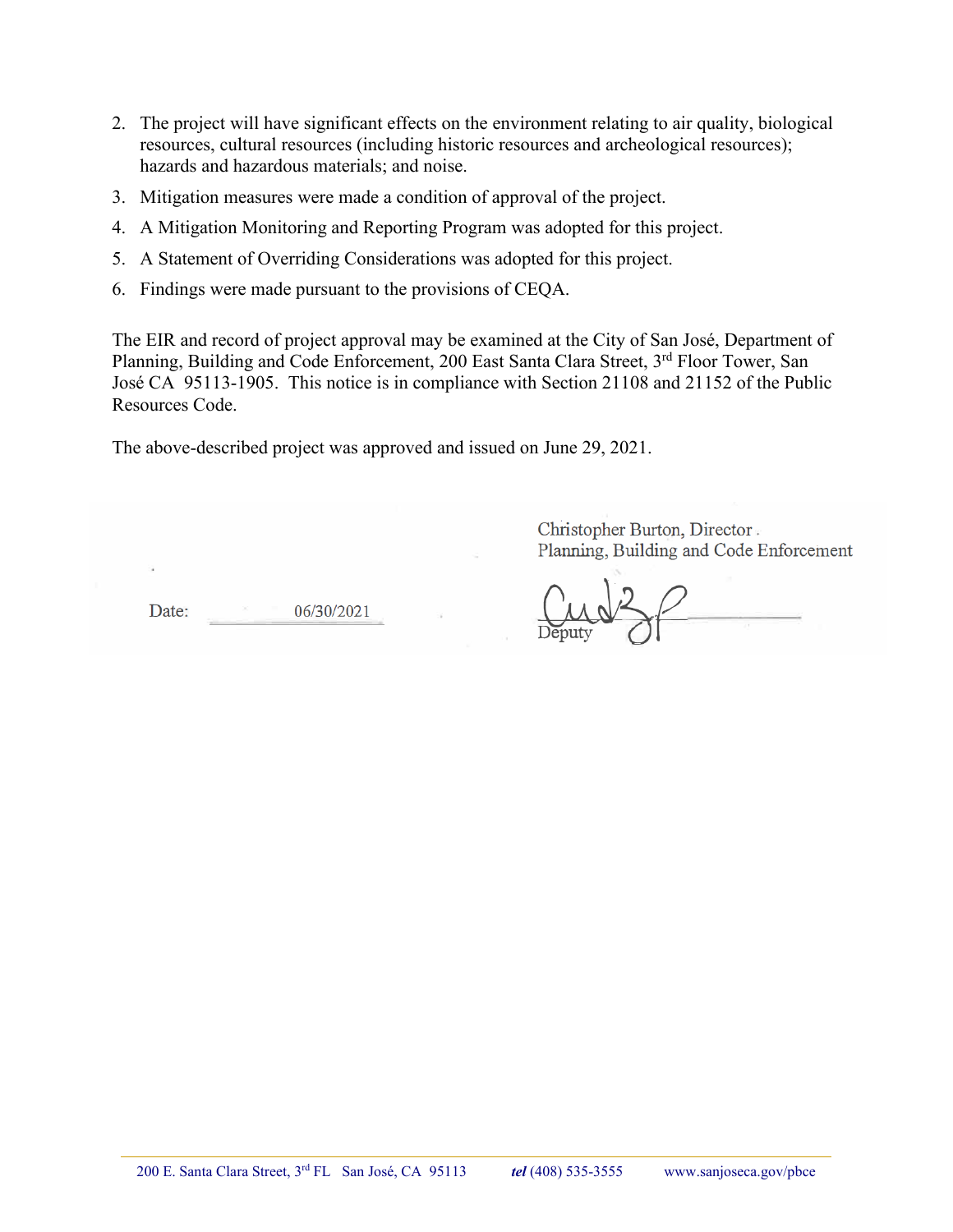2. The project will have significant effects on the environment relating to air quality, biological resources, cultural resources (including historic resources and archeological resources); hazards and hazardous materials; and noise.
3. Mitigation measures were made a condition of approval of the project.
4. A Mitigation Monitoring and Reporting Program was adopted for this project.
5. A Statement of Overriding Considerations was adopted for this project.
6. Findings were made pursuant to the provisions of CEQA.

The EIR and record of project approval may be examined at the City of San José, Department of Planning, Building and Code Enforcement, 200 East Santa Clara Street, 3rd Floor Tower, San José CA 95113-1905. This notice is in compliance with Section 21108 and 21152 of the Public Resources Code.

The above-described project was approved and issued on June 29, 2021.

Christopher Burton, Director
Planning, Building and Code Enforcement

Date: 06/30/2021

Deputy